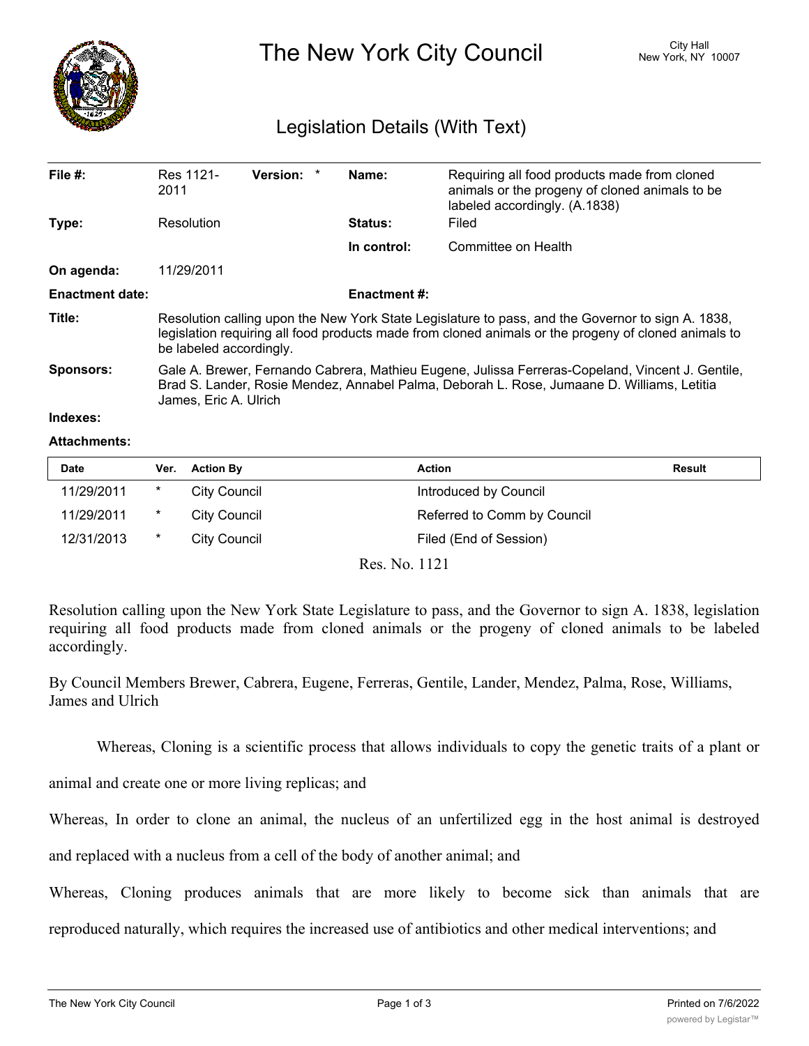# The New York City Council

City Hall
New York, NY 10007

## Legislation Details (With Text)

| | | | | | |
|---|---|---|---|---|---|
| **File #:** | Res 1121-2011 | **Version:** * | | **Name:** | Requiring all food products made from cloned animals or the progeny of cloned animals to be labeled accordingly. (A.1838) |
| **Type:** | Resolution | | | **Status:** | Filed |
| | | | | **In control:** | Committee on Health |
| **On agenda:** | 11/29/2011 | | | | |
| **Enactment date:** | | | | **Enactment #:** | |

**Title:** Resolution calling upon the New York State Legislature to pass, and the Governor to sign A. 1838, legislation requiring all food products made from cloned animals or the progeny of cloned animals to be labeled accordingly.

**Sponsors:** Gale A. Brewer, Fernando Cabrera, Mathieu Eugene, Julissa Ferreras-Copeland, Vincent J. Gentile, Brad S. Lander, Rosie Mendez, Annabel Palma, Deborah L. Rose, Jumaane D. Williams, Letitia James, Eric A. Ulrich

**Indexes:**

**Attachments:**

| Date | Ver. | Action By | Action | Result |
|---|---|---|---|---|
| 11/29/2011 | * | City Council | Introduced by Council | |
| 11/29/2011 | * | City Council | Referred to Comm by Council | |
| 12/31/2013 | * | City Council | Filed (End of Session) | |

Res. No. 1121

Resolution calling upon the New York State Legislature to pass, and the Governor to sign A. 1838, legislation requiring all food products made from cloned animals or the progeny of cloned animals to be labeled accordingly.

By Council Members Brewer, Cabrera, Eugene, Ferreras, Gentile, Lander, Mendez, Palma, Rose, Williams, James and Ulrich

Whereas, Cloning is a scientific process that allows individuals to copy the genetic traits of a plant or animal and create one or more living replicas; and

Whereas, In order to clone an animal, the nucleus of an unfertilized egg in the host animal is destroyed and replaced with a nucleus from a cell of the body of another animal; and

Whereas, Cloning produces animals that are more likely to become sick than animals that are reproduced naturally, which requires the increased use of antibiotics and other medical interventions; and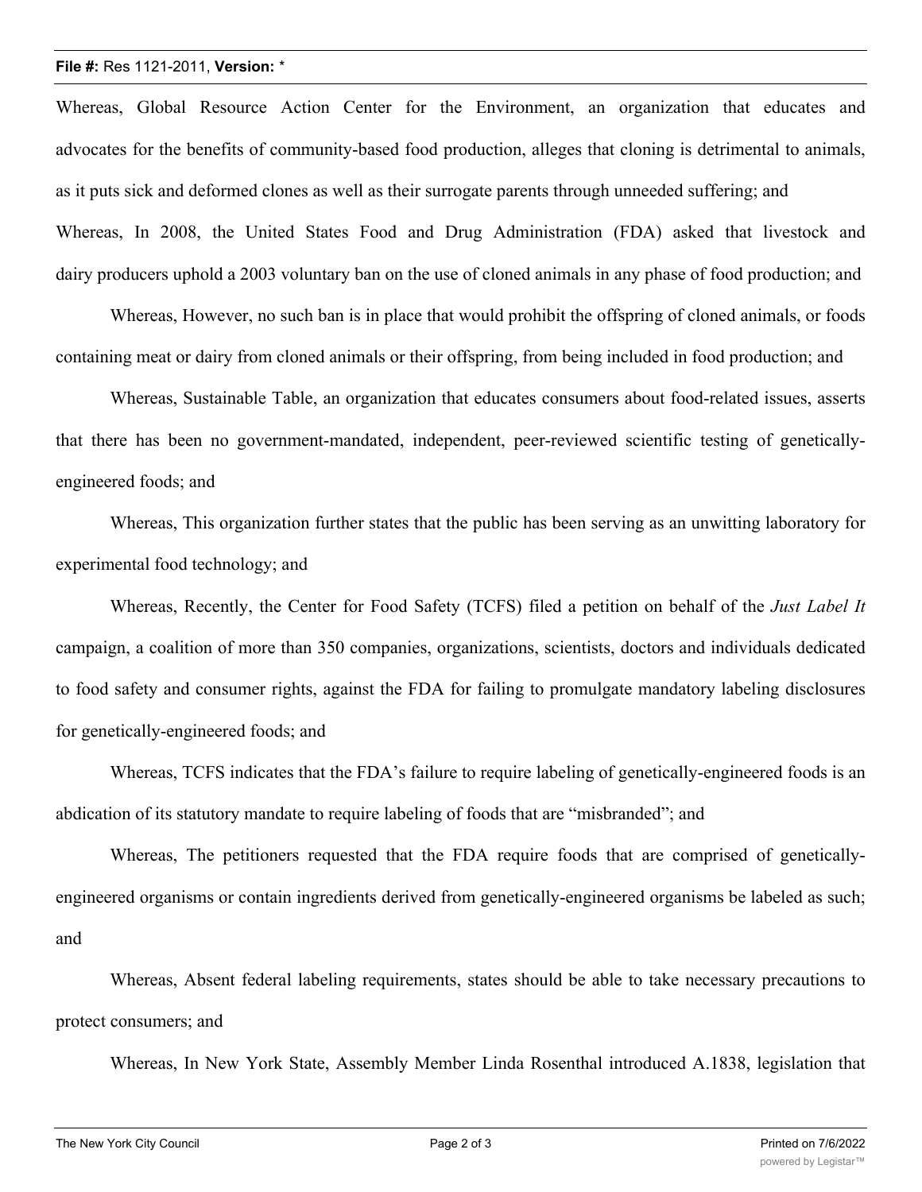Whereas, Global Resource Action Center for the Environment, an organization that educates and advocates for the benefits of community-based food production, alleges that cloning is detrimental to animals, as it puts sick and deformed clones as well as their surrogate parents through unneeded suffering; and

Whereas, In 2008, the United States Food and Drug Administration (FDA) asked that livestock and dairy producers uphold a 2003 voluntary ban on the use of cloned animals in any phase of food production; and

Whereas, However, no such ban is in place that would prohibit the offspring of cloned animals, or foods containing meat or dairy from cloned animals or their offspring, from being included in food production; and

Whereas, Sustainable Table, an organization that educates consumers about food-related issues, asserts that there has been no government-mandated, independent, peer-reviewed scientific testing of genetically-engineered foods; and

Whereas, This organization further states that the public has been serving as an unwitting laboratory for experimental food technology; and

Whereas, Recently, the Center for Food Safety (TCFS) filed a petition on behalf of the *Just Label It* campaign, a coalition of more than 350 companies, organizations, scientists, doctors and individuals dedicated to food safety and consumer rights, against the FDA for failing to promulgate mandatory labeling disclosures for genetically-engineered foods; and

Whereas, TCFS indicates that the FDA's failure to require labeling of genetically-engineered foods is an abdication of its statutory mandate to require labeling of foods that are "misbranded"; and

Whereas, The petitioners requested that the FDA require foods that are comprised of genetically-engineered organisms or contain ingredients derived from genetically-engineered organisms be labeled as such; and

Whereas, Absent federal labeling requirements, states should be able to take necessary precautions to protect consumers; and

Whereas, In New York State, Assembly Member Linda Rosenthal introduced A.1838, legislation that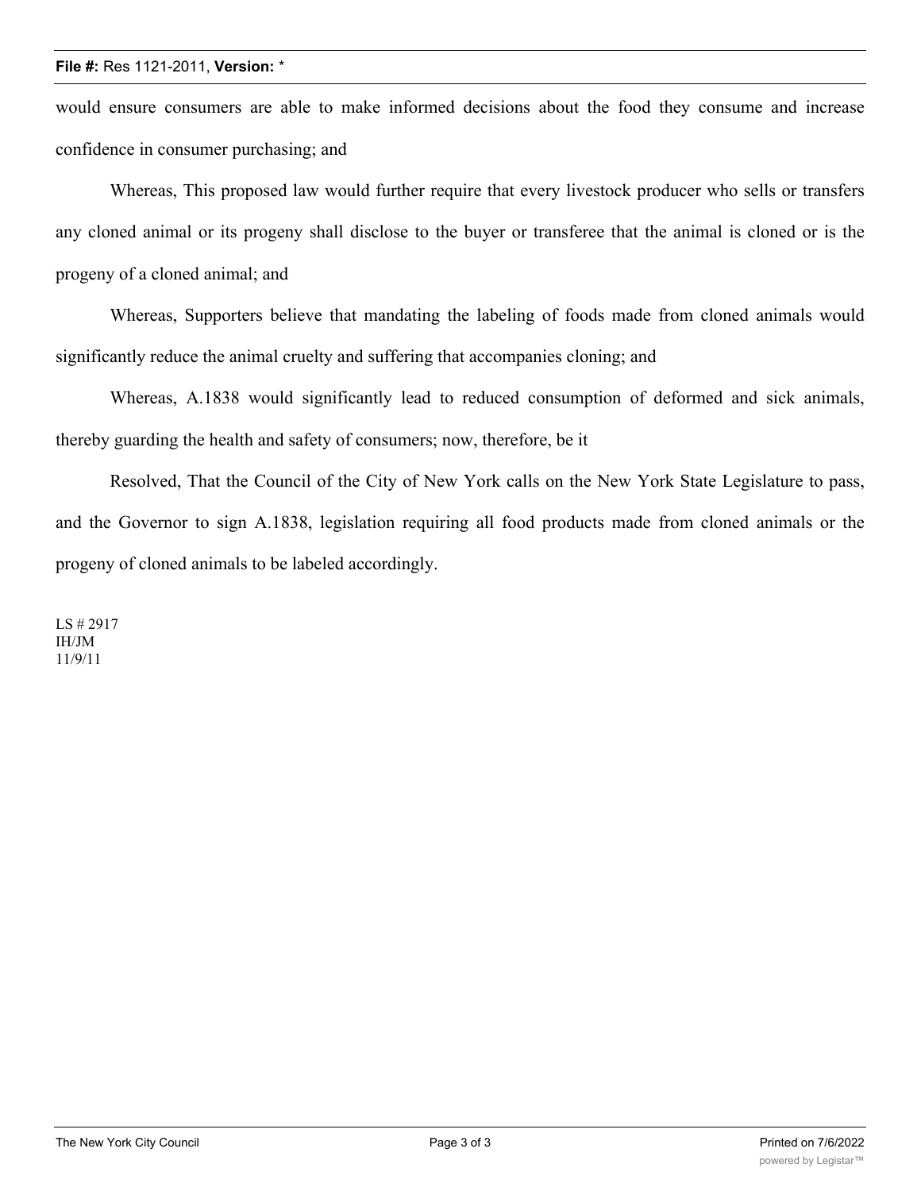would ensure consumers are able to make informed decisions about the food they consume and increase confidence in consumer purchasing; and

Whereas, This proposed law would further require that every livestock producer who sells or transfers any cloned animal or its progeny shall disclose to the buyer or transferee that the animal is cloned or is the progeny of a cloned animal; and

Whereas, Supporters believe that mandating the labeling of foods made from cloned animals would significantly reduce the animal cruelty and suffering that accompanies cloning; and

Whereas, A.1838 would significantly lead to reduced consumption of deformed and sick animals, thereby guarding the health and safety of consumers; now, therefore, be it

Resolved, That the Council of the City of New York calls on the New York State Legislature to pass, and the Governor to sign A.1838, legislation requiring all food products made from cloned animals or the progeny of cloned animals to be labeled accordingly.

LS # 2917
IH/JM
11/9/11